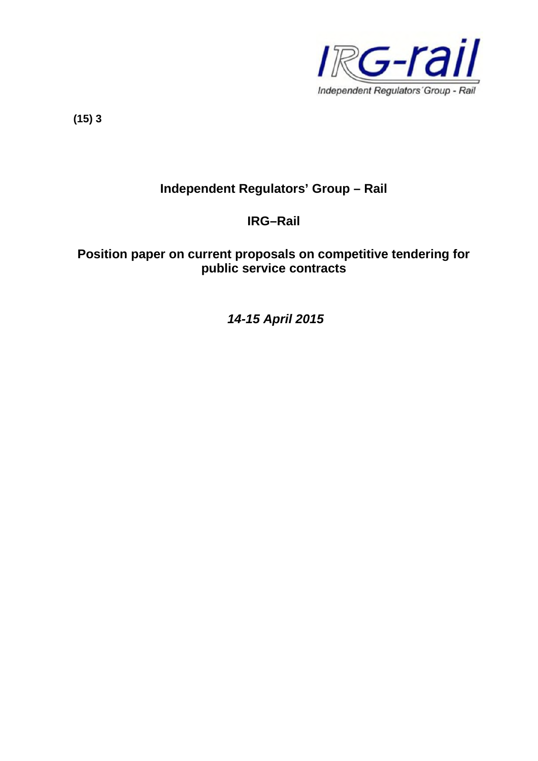(15) 3

# Independent Regulators' Group – Rail

## IRG–Rail

## Position paper on current proposals on competitive tendering for public service contracts

*14-15 April 2015*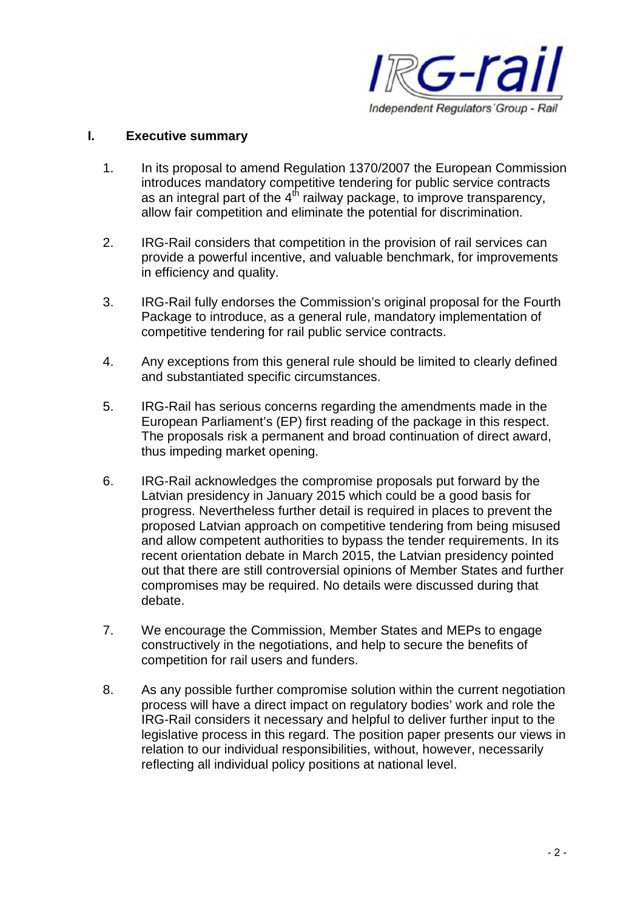## I. Executive summary

1. In its proposal to amend Regulation 1370/2007 the European Commission introduces mandatory competitive tendering for public service contracts as an integral part of the 4th railway package, to improve transparency, allow fair competition and eliminate the potential for discrimination.

2. IRG-Rail considers that competition in the provision of rail services can provide a powerful incentive, and valuable benchmark, for improvements in efficiency and quality.

3. IRG-Rail fully endorses the Commission's original proposal for the Fourth Package to introduce, as a general rule, mandatory implementation of competitive tendering for rail public service contracts.

4. Any exceptions from this general rule should be limited to clearly defined and substantiated specific circumstances.

5. IRG-Rail has serious concerns regarding the amendments made in the European Parliament's (EP) first reading of the package in this respect. The proposals risk a permanent and broad continuation of direct award, thus impeding market opening.

6. IRG-Rail acknowledges the compromise proposals put forward by the Latvian presidency in January 2015 which could be a good basis for progress. Nevertheless further detail is required in places to prevent the proposed Latvian approach on competitive tendering from being misused and allow competent authorities to bypass the tender requirements. In its recent orientation debate in March 2015, the Latvian presidency pointed out that there are still controversial opinions of Member States and further compromises may be required. No details were discussed during that debate.

7. We encourage the Commission, Member States and MEPs to engage constructively in the negotiations, and help to secure the benefits of competition for rail users and funders.

8. As any possible further compromise solution within the current negotiation process will have a direct impact on regulatory bodies' work and role the IRG-Rail considers it necessary and helpful to deliver further input to the legislative process in this regard. The position paper presents our views in relation to our individual responsibilities, without, however, necessarily reflecting all individual policy positions at national level.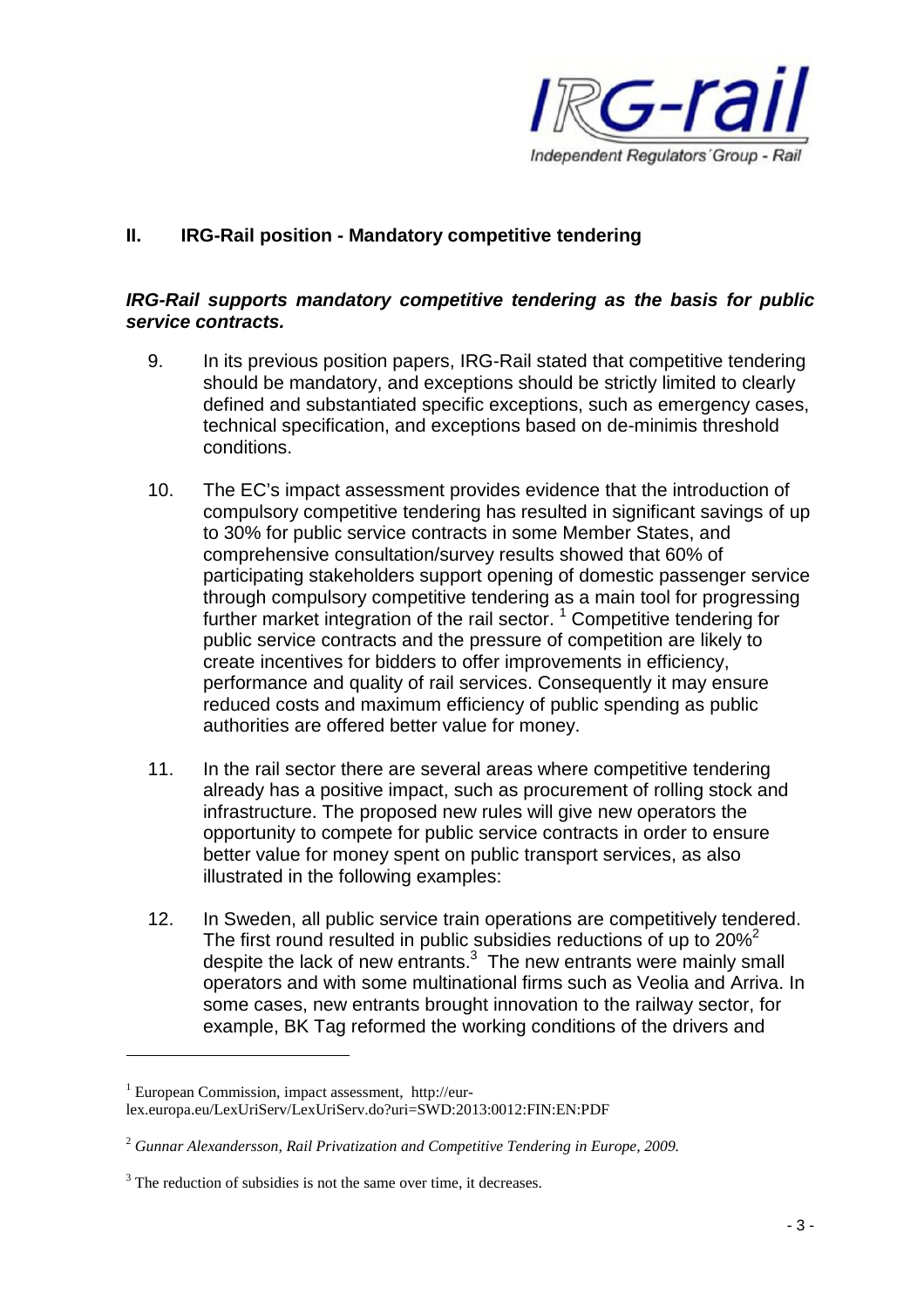## II. IRG-Rail position - Mandatory competitive tendering

***IRG-Rail supports mandatory competitive tendering as the basis for public service contracts.***

9. In its previous position papers, IRG-Rail stated that competitive tendering should be mandatory, and exceptions should be strictly limited to clearly defined and substantiated specific exceptions, such as emergency cases, technical specification, and exceptions based on de-minimis threshold conditions.

10. The EC's impact assessment provides evidence that the introduction of compulsory competitive tendering has resulted in significant savings of up to 30% for public service contracts in some Member States, and comprehensive consultation/survey results showed that 60% of participating stakeholders support opening of domestic passenger service through compulsory competitive tendering as a main tool for progressing further market integration of the rail sector. [1] Competitive tendering for public service contracts and the pressure of competition are likely to create incentives for bidders to offer improvements in efficiency, performance and quality of rail services. Consequently it may ensure reduced costs and maximum efficiency of public spending as public authorities are offered better value for money.

11. In the rail sector there are several areas where competitive tendering already has a positive impact, such as procurement of rolling stock and infrastructure. The proposed new rules will give new operators the opportunity to compete for public service contracts in order to ensure better value for money spent on public transport services, as also illustrated in the following examples:

12. In Sweden, all public service train operations are competitively tendered. The first round resulted in public subsidies reductions of up to 20%[2] despite the lack of new entrants.[3] The new entrants were mainly small operators and with some multinational firms such as Veolia and Arriva. In some cases, new entrants brought innovation to the railway sector, for example, BK Tag reformed the working conditions of the drivers and

---

[1] European Commission, impact assessment, http://eur-lex.europa.eu/LexUriServ/LexUriServ.do?uri=SWD:2013:0012:FIN:EN:PDF

[2] *Gunnar Alexandersson, Rail Privatization and Competitive Tendering in Europe, 2009.*

[3] The reduction of subsidies is not the same over time, it decreases.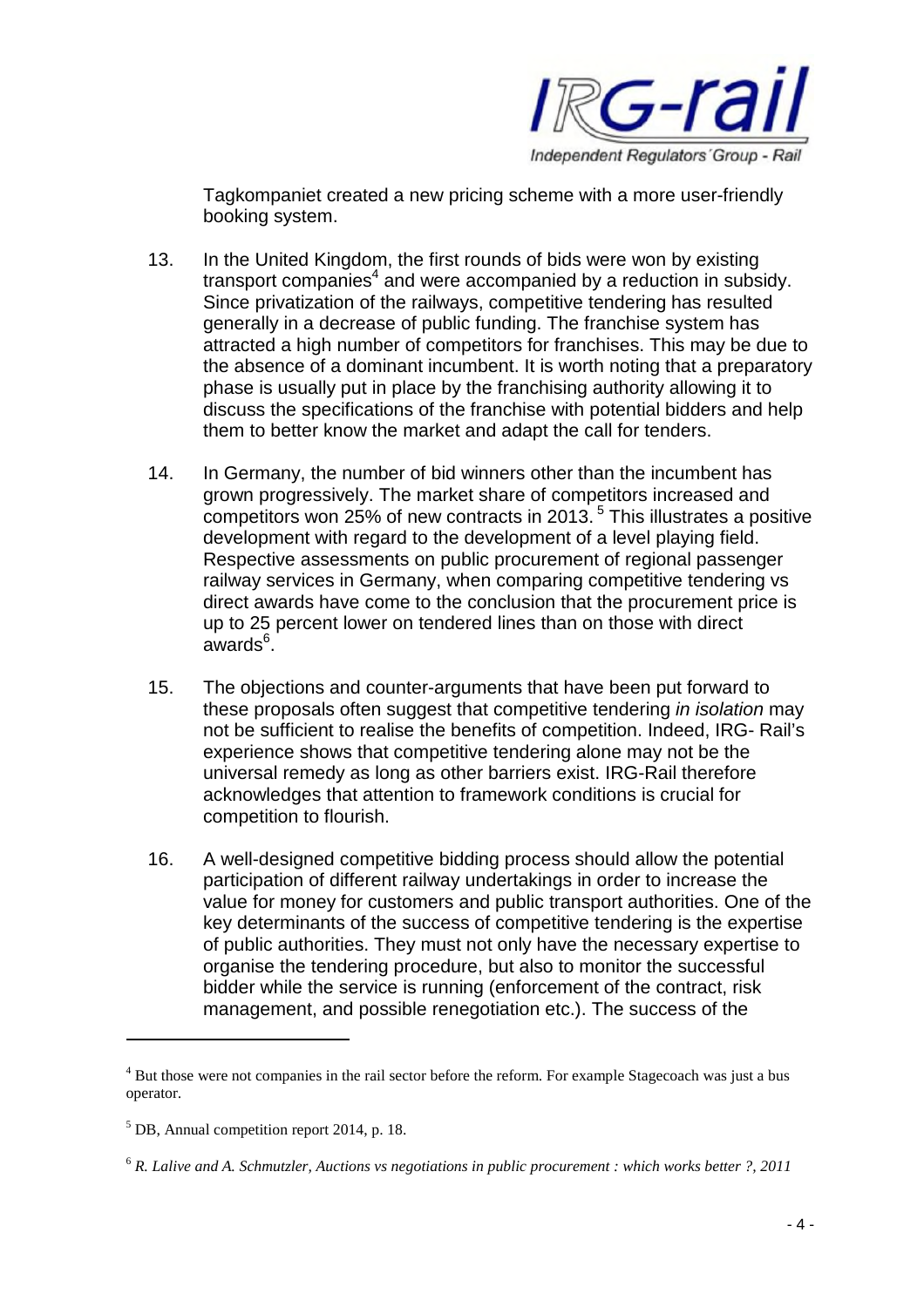Tagkompaniet created a new pricing scheme with a more user-friendly booking system.

13. In the United Kingdom, the first rounds of bids were won by existing transport companies[4] and were accompanied by a reduction in subsidy. Since privatization of the railways, competitive tendering has resulted generally in a decrease of public funding. The franchise system has attracted a high number of competitors for franchises. This may be due to the absence of a dominant incumbent. It is worth noting that a preparatory phase is usually put in place by the franchising authority allowing it to discuss the specifications of the franchise with potential bidders and help them to better know the market and adapt the call for tenders.

14. In Germany, the number of bid winners other than the incumbent has grown progressively. The market share of competitors increased and competitors won 25% of new contracts in 2013. [5] This illustrates a positive development with regard to the development of a level playing field. Respective assessments on public procurement of regional passenger railway services in Germany, when comparing competitive tendering vs direct awards have come to the conclusion that the procurement price is up to 25 percent lower on tendered lines than on those with direct awards[6].

15. The objections and counter-arguments that have been put forward to these proposals often suggest that competitive tendering *in isolation* may not be sufficient to realise the benefits of competition. Indeed, IRG- Rail's experience shows that competitive tendering alone may not be the universal remedy as long as other barriers exist. IRG-Rail therefore acknowledges that attention to framework conditions is crucial for competition to flourish.

16. A well-designed competitive bidding process should allow the potential participation of different railway undertakings in order to increase the value for money for customers and public transport authorities. One of the key determinants of the success of competitive tendering is the expertise of public authorities. They must not only have the necessary expertise to organise the tendering procedure, but also to monitor the successful bidder while the service is running (enforcement of the contract, risk management, and possible renegotiation etc.). The success of the

---

[4] But those were not companies in the rail sector before the reform. For example Stagecoach was just a bus operator.

[5] DB, Annual competition report 2014, p. 18.

[6] *R. Lalive and A. Schmutzler, Auctions vs negotiations in public procurement : which works better ?, 2011*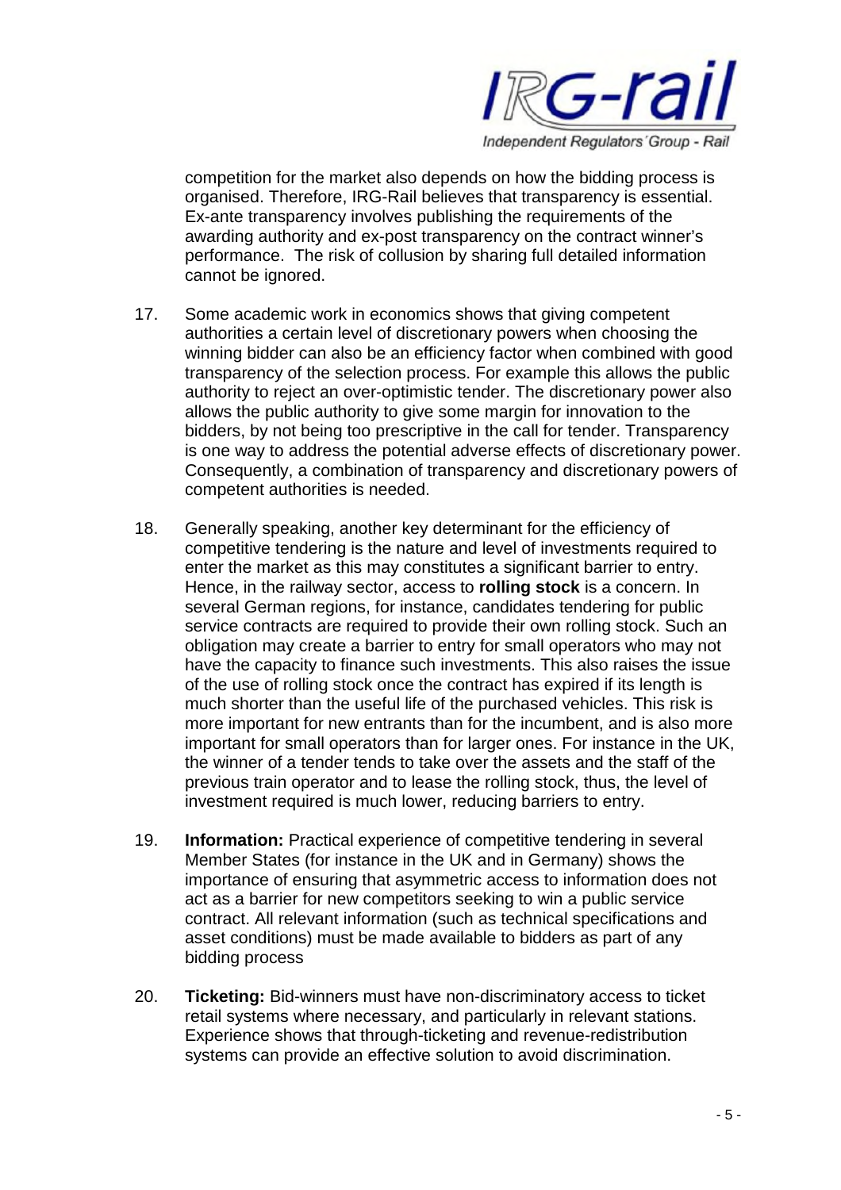competition for the market also depends on how the bidding process is organised. Therefore, IRG-Rail believes that transparency is essential. Ex-ante transparency involves publishing the requirements of the awarding authority and ex-post transparency on the contract winner's performance. The risk of collusion by sharing full detailed information cannot be ignored.

17. Some academic work in economics shows that giving competent authorities a certain level of discretionary powers when choosing the winning bidder can also be an efficiency factor when combined with good transparency of the selection process. For example this allows the public authority to reject an over-optimistic tender. The discretionary power also allows the public authority to give some margin for innovation to the bidders, by not being too prescriptive in the call for tender. Transparency is one way to address the potential adverse effects of discretionary power. Consequently, a combination of transparency and discretionary powers of competent authorities is needed.

18. Generally speaking, another key determinant for the efficiency of competitive tendering is the nature and level of investments required to enter the market as this may constitutes a significant barrier to entry. Hence, in the railway sector, access to **rolling stock** is a concern. In several German regions, for instance, candidates tendering for public service contracts are required to provide their own rolling stock. Such an obligation may create a barrier to entry for small operators who may not have the capacity to finance such investments. This also raises the issue of the use of rolling stock once the contract has expired if its length is much shorter than the useful life of the purchased vehicles. This risk is more important for new entrants than for the incumbent, and is also more important for small operators than for larger ones. For instance in the UK, the winner of a tender tends to take over the assets and the staff of the previous train operator and to lease the rolling stock, thus, the level of investment required is much lower, reducing barriers to entry.

19. **Information:** Practical experience of competitive tendering in several Member States (for instance in the UK and in Germany) shows the importance of ensuring that asymmetric access to information does not act as a barrier for new competitors seeking to win a public service contract. All relevant information (such as technical specifications and asset conditions) must be made available to bidders as part of any bidding process

20. **Ticketing:** Bid-winners must have non-discriminatory access to ticket retail systems where necessary, and particularly in relevant stations. Experience shows that through-ticketing and revenue-redistribution systems can provide an effective solution to avoid discrimination.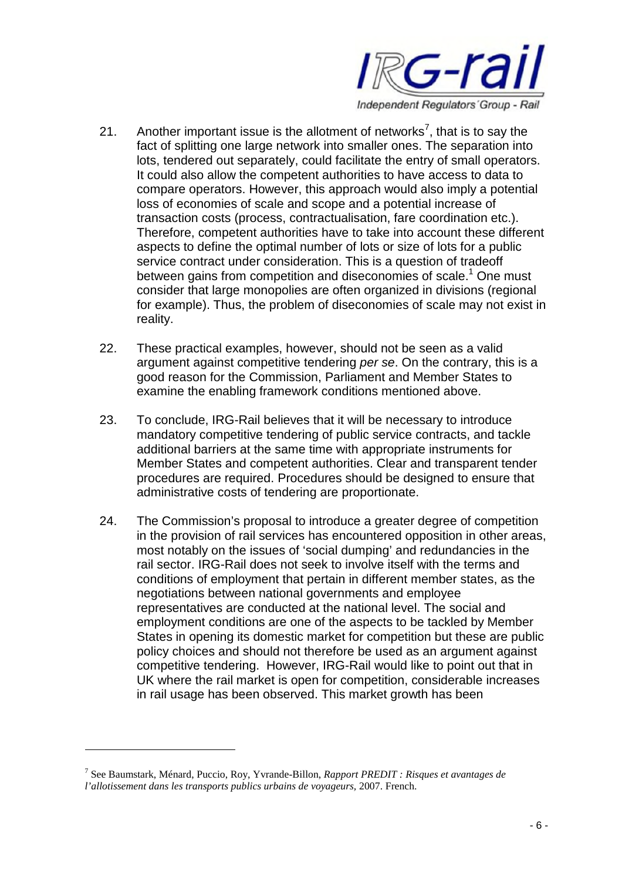21. Another important issue is the allotment of networks[7], that is to say the fact of splitting one large network into smaller ones. The separation into lots, tendered out separately, could facilitate the entry of small operators. It could also allow the competent authorities to have access to data to compare operators. However, this approach would also imply a potential loss of economies of scale and scope and a potential increase of transaction costs (process, contractualisation, fare coordination etc.). Therefore, competent authorities have to take into account these different aspects to define the optimal number of lots or size of lots for a public service contract under consideration. This is a question of tradeoff between gains from competition and diseconomies of scale.[1] One must consider that large monopolies are often organized in divisions (regional for example). Thus, the problem of diseconomies of scale may not exist in reality.

22. These practical examples, however, should not be seen as a valid argument against competitive tendering *per se*. On the contrary, this is a good reason for the Commission, Parliament and Member States to examine the enabling framework conditions mentioned above.

23. To conclude, IRG-Rail believes that it will be necessary to introduce mandatory competitive tendering of public service contracts, and tackle additional barriers at the same time with appropriate instruments for Member States and competent authorities. Clear and transparent tender procedures are required. Procedures should be designed to ensure that administrative costs of tendering are proportionate.

24. The Commission's proposal to introduce a greater degree of competition in the provision of rail services has encountered opposition in other areas, most notably on the issues of 'social dumping' and redundancies in the rail sector. IRG-Rail does not seek to involve itself with the terms and conditions of employment that pertain in different member states, as the negotiations between national governments and employee representatives are conducted at the national level. The social and employment conditions are one of the aspects to be tackled by Member States in opening its domestic market for competition but these are public policy choices and should not therefore be used as an argument against competitive tendering. However, IRG-Rail would like to point out that in UK where the rail market is open for competition, considerable increases in rail usage has been observed. This market growth has been

---

[7] See Baumstark, Ménard, Puccio, Roy, Yvrande-Billon, *Rapport PREDIT : Risques et avantages de l'allotissement dans les transports publics urbains de voyageurs*, 2007. French.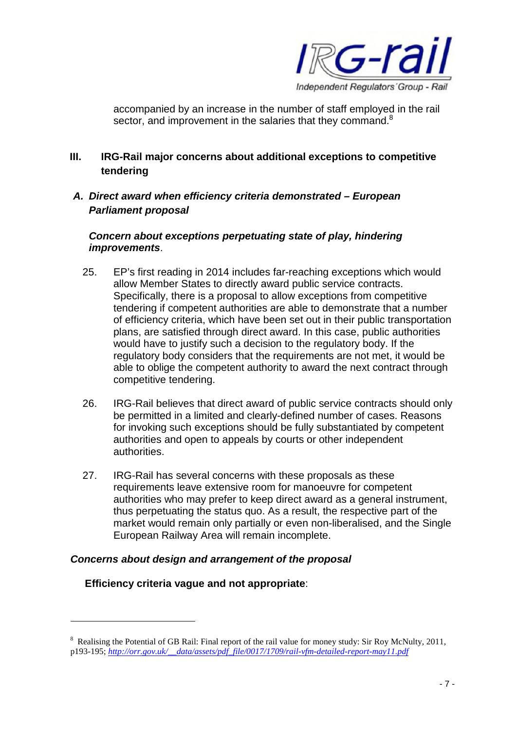accompanied by an increase in the number of staff employed in the rail sector, and improvement in the salaries that they command.[8]

## III. IRG-Rail major concerns about additional exceptions to competitive tendering

### *A. Direct award when efficiency criteria demonstrated – European Parliament proposal*

***Concern about exceptions perpetuating state of play, hindering improvements***.

25. EP's first reading in 2014 includes far-reaching exceptions which would allow Member States to directly award public service contracts. Specifically, there is a proposal to allow exceptions from competitive tendering if competent authorities are able to demonstrate that a number of efficiency criteria, which have been set out in their public transportation plans, are satisfied through direct award. In this case, public authorities would have to justify such a decision to the regulatory body. If the regulatory body considers that the requirements are not met, it would be able to oblige the competent authority to award the next contract through competitive tendering.

26. IRG-Rail believes that direct award of public service contracts should only be permitted in a limited and clearly-defined number of cases. Reasons for invoking such exceptions should be fully substantiated by competent authorities and open to appeals by courts or other independent authorities.

27. IRG-Rail has several concerns with these proposals as these requirements leave extensive room for manoeuvre for competent authorities who may prefer to keep direct award as a general instrument, thus perpetuating the status quo. As a result, the respective part of the market would remain only partially or even non-liberalised, and the Single European Railway Area will remain incomplete.

***Concerns about design and arrangement of the proposal***

**Efficiency criteria vague and not appropriate**:

---

[8] Realising the Potential of GB Rail: Final report of the rail value for money study: Sir Roy McNulty, 2011, p193-195; *http://orr.gov.uk/__data/assets/pdf_file/0017/1709/rail-vfm-detailed-report-may11.pdf*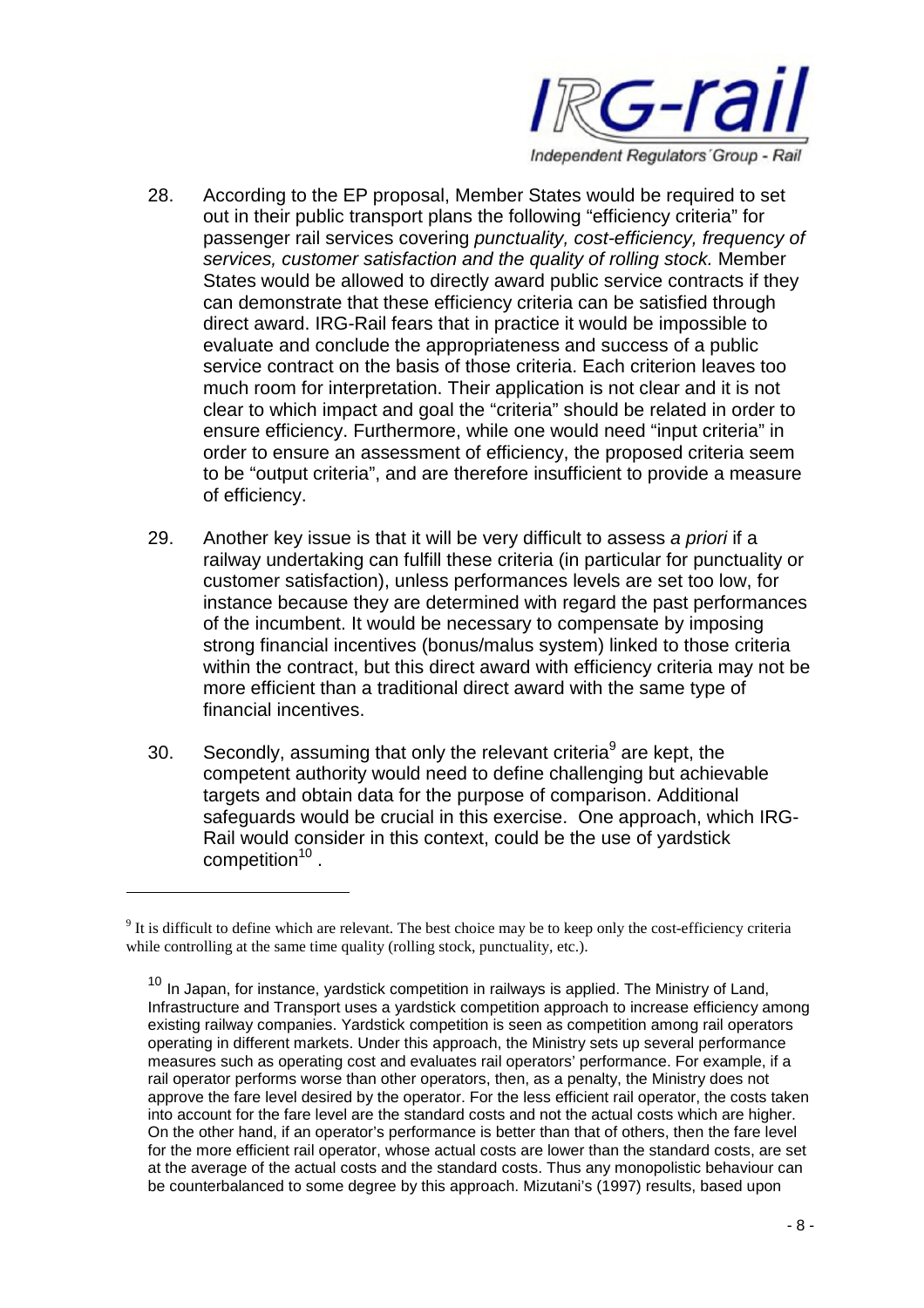28. According to the EP proposal, Member States would be required to set out in their public transport plans the following "efficiency criteria" for passenger rail services covering *punctuality, cost-efficiency, frequency of services, customer satisfaction and the quality of rolling stock.* Member States would be allowed to directly award public service contracts if they can demonstrate that these efficiency criteria can be satisfied through direct award. IRG-Rail fears that in practice it would be impossible to evaluate and conclude the appropriateness and success of a public service contract on the basis of those criteria. Each criterion leaves too much room for interpretation. Their application is not clear and it is not clear to which impact and goal the "criteria" should be related in order to ensure efficiency. Furthermore, while one would need "input criteria" in order to ensure an assessment of efficiency, the proposed criteria seem to be "output criteria", and are therefore insufficient to provide a measure of efficiency.

29. Another key issue is that it will be very difficult to assess *a priori* if a railway undertaking can fulfill these criteria (in particular for punctuality or customer satisfaction), unless performances levels are set too low, for instance because they are determined with regard the past performances of the incumbent. It would be necessary to compensate by imposing strong financial incentives (bonus/malus system) linked to those criteria within the contract, but this direct award with efficiency criteria may not be more efficient than a traditional direct award with the same type of financial incentives.

30. Secondly, assuming that only the relevant criteria[9] are kept, the competent authority would need to define challenging but achievable targets and obtain data for the purpose of comparison. Additional safeguards would be crucial in this exercise. One approach, which IRG-Rail would consider in this context, could be the use of yardstick competition[10] .

---

[9] It is difficult to define which are relevant. The best choice may be to keep only the cost-efficiency criteria while controlling at the same time quality (rolling stock, punctuality, etc.).

[10] In Japan, for instance, yardstick competition in railways is applied. The Ministry of Land, Infrastructure and Transport uses a yardstick competition approach to increase efficiency among existing railway companies. Yardstick competition is seen as competition among rail operators operating in different markets. Under this approach, the Ministry sets up several performance measures such as operating cost and evaluates rail operators' performance. For example, if a rail operator performs worse than other operators, then, as a penalty, the Ministry does not approve the fare level desired by the operator. For the less efficient rail operator, the costs taken into account for the fare level are the standard costs and not the actual costs which are higher. On the other hand, if an operator's performance is better than that of others, then the fare level for the more efficient rail operator, whose actual costs are lower than the standard costs, are set at the average of the actual costs and the standard costs. Thus any monopolistic behaviour can be counterbalanced to some degree by this approach. Mizutani's (1997) results, based upon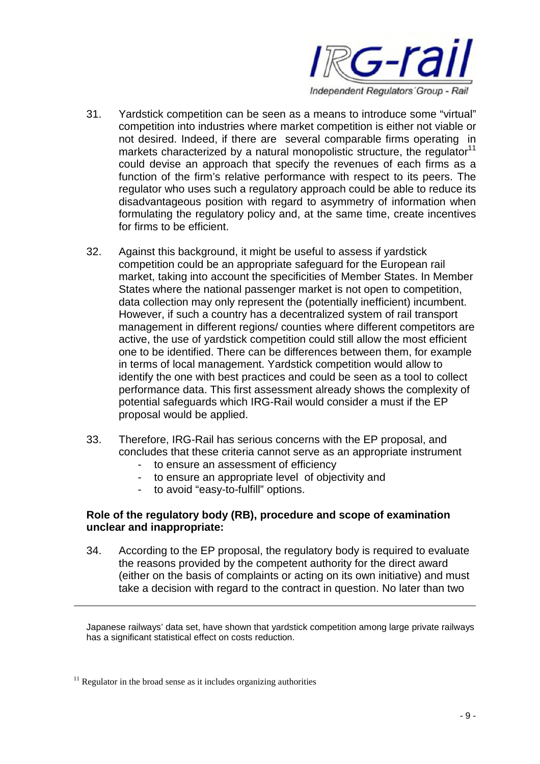31. Yardstick competition can be seen as a means to introduce some "virtual" competition into industries where market competition is either not viable or not desired. Indeed, if there are several comparable firms operating in markets characterized by a natural monopolistic structure, the regulator[11] could devise an approach that specify the revenues of each firms as a function of the firm's relative performance with respect to its peers. The regulator who uses such a regulatory approach could be able to reduce its disadvantageous position with regard to asymmetry of information when formulating the regulatory policy and, at the same time, create incentives for firms to be efficient.

32. Against this background, it might be useful to assess if yardstick competition could be an appropriate safeguard for the European rail market, taking into account the specificities of Member States. In Member States where the national passenger market is not open to competition, data collection may only represent the (potentially inefficient) incumbent. However, if such a country has a decentralized system of rail transport management in different regions/ counties where different competitors are active, the use of yardstick competition could still allow the most efficient one to be identified. There can be differences between them, for example in terms of local management. Yardstick competition would allow to identify the one with best practices and could be seen as a tool to collect performance data. This first assessment already shows the complexity of potential safeguards which IRG-Rail would consider a must if the EP proposal would be applied.

33. Therefore, IRG-Rail has serious concerns with the EP proposal, and concludes that these criteria cannot serve as an appropriate instrument
    - to ensure an assessment of efficiency
    - to ensure an appropriate level of objectivity and
    - to avoid "easy-to-fulfill" options.

**Role of the regulatory body (RB), procedure and scope of examination unclear and inappropriate:**

34. According to the EP proposal, the regulatory body is required to evaluate the reasons provided by the competent authority for the direct award (either on the basis of complaints or acting on its own initiative) and must take a decision with regard to the contract in question. No later than two

---

Japanese railways' data set, have shown that yardstick competition among large private railways has a significant statistical effect on costs reduction.

[11] Regulator in the broad sense as it includes organizing authorities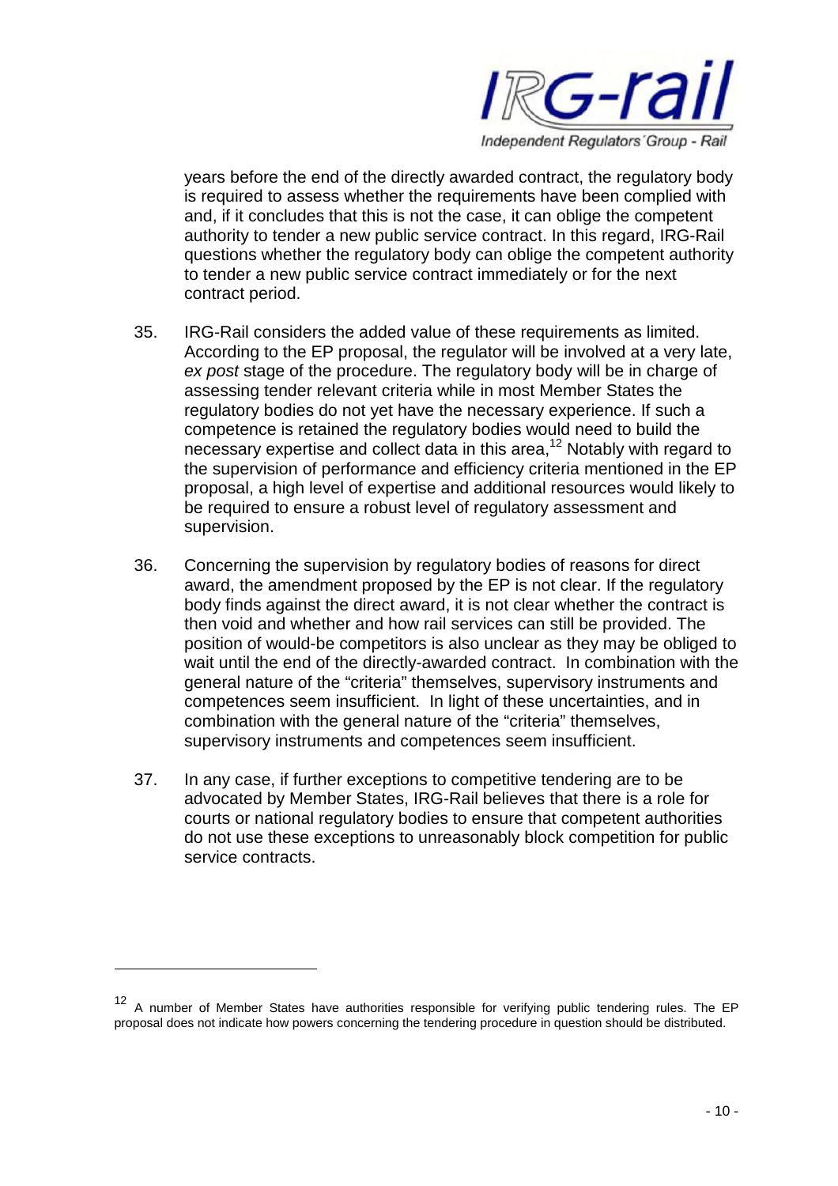years before the end of the directly awarded contract, the regulatory body is required to assess whether the requirements have been complied with and, if it concludes that this is not the case, it can oblige the competent authority to tender a new public service contract. In this regard, IRG-Rail questions whether the regulatory body can oblige the competent authority to tender a new public service contract immediately or for the next contract period.

35. IRG-Rail considers the added value of these requirements as limited. According to the EP proposal, the regulator will be involved at a very late, *ex post* stage of the procedure. The regulatory body will be in charge of assessing tender relevant criteria while in most Member States the regulatory bodies do not yet have the necessary experience. If such a competence is retained the regulatory bodies would need to build the necessary expertise and collect data in this area,[12] Notably with regard to the supervision of performance and efficiency criteria mentioned in the EP proposal, a high level of expertise and additional resources would likely to be required to ensure a robust level of regulatory assessment and supervision.

36. Concerning the supervision by regulatory bodies of reasons for direct award, the amendment proposed by the EP is not clear. If the regulatory body finds against the direct award, it is not clear whether the contract is then void and whether and how rail services can still be provided. The position of would-be competitors is also unclear as they may be obliged to wait until the end of the directly-awarded contract. In combination with the general nature of the "criteria" themselves, supervisory instruments and competences seem insufficient. In light of these uncertainties, and in combination with the general nature of the "criteria" themselves, supervisory instruments and competences seem insufficient.

37. In any case, if further exceptions to competitive tendering are to be advocated by Member States, IRG-Rail believes that there is a role for courts or national regulatory bodies to ensure that competent authorities do not use these exceptions to unreasonably block competition for public service contracts.

---

[12] A number of Member States have authorities responsible for verifying public tendering rules. The EP proposal does not indicate how powers concerning the tendering procedure in question should be distributed.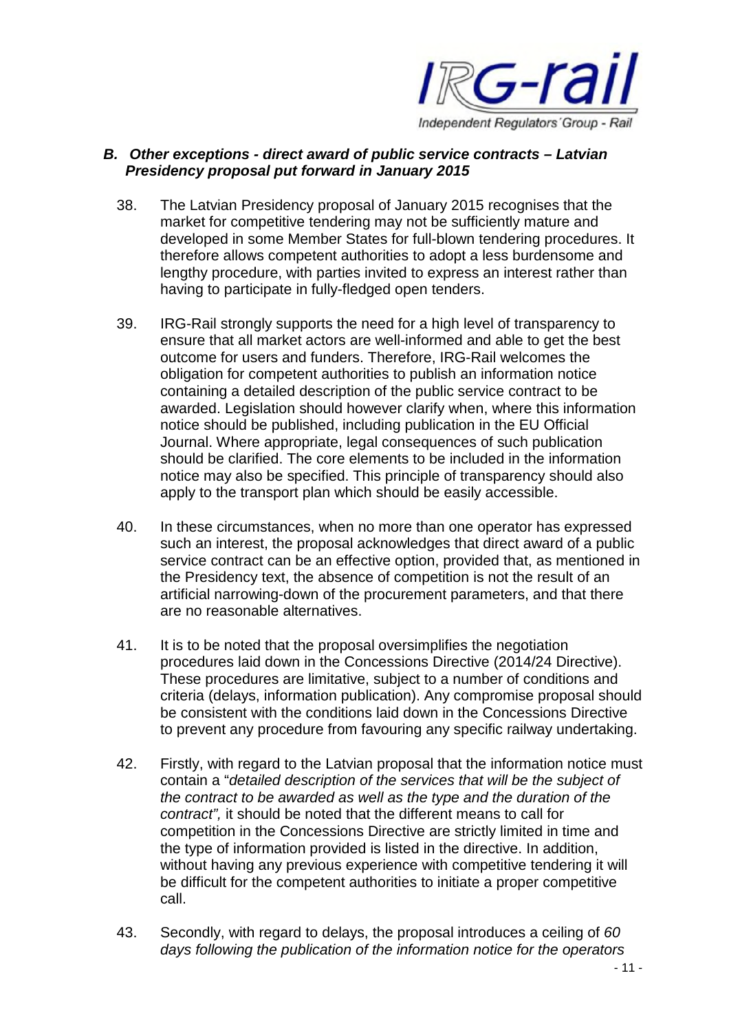### *B. Other exceptions - direct award of public service contracts – Latvian Presidency proposal put forward in January 2015*

38. The Latvian Presidency proposal of January 2015 recognises that the market for competitive tendering may not be sufficiently mature and developed in some Member States for full-blown tendering procedures. It therefore allows competent authorities to adopt a less burdensome and lengthy procedure, with parties invited to express an interest rather than having to participate in fully-fledged open tenders.

39. IRG-Rail strongly supports the need for a high level of transparency to ensure that all market actors are well-informed and able to get the best outcome for users and funders. Therefore, IRG-Rail welcomes the obligation for competent authorities to publish an information notice containing a detailed description of the public service contract to be awarded. Legislation should however clarify when, where this information notice should be published, including publication in the EU Official Journal. Where appropriate, legal consequences of such publication should be clarified. The core elements to be included in the information notice may also be specified. This principle of transparency should also apply to the transport plan which should be easily accessible.

40. In these circumstances, when no more than one operator has expressed such an interest, the proposal acknowledges that direct award of a public service contract can be an effective option, provided that, as mentioned in the Presidency text, the absence of competition is not the result of an artificial narrowing-down of the procurement parameters, and that there are no reasonable alternatives.

41. It is to be noted that the proposal oversimplifies the negotiation procedures laid down in the Concessions Directive (2014/24 Directive). These procedures are limitative, subject to a number of conditions and criteria (delays, information publication). Any compromise proposal should be consistent with the conditions laid down in the Concessions Directive to prevent any procedure from favouring any specific railway undertaking.

42. Firstly, with regard to the Latvian proposal that the information notice must contain a "*detailed description of the services that will be the subject of the contract to be awarded as well as the type and the duration of the contract",* it should be noted that the different means to call for competition in the Concessions Directive are strictly limited in time and the type of information provided is listed in the directive. In addition, without having any previous experience with competitive tendering it will be difficult for the competent authorities to initiate a proper competitive call.

43. Secondly, with regard to delays, the proposal introduces a ceiling of *60 days following the publication of the information notice for the operators*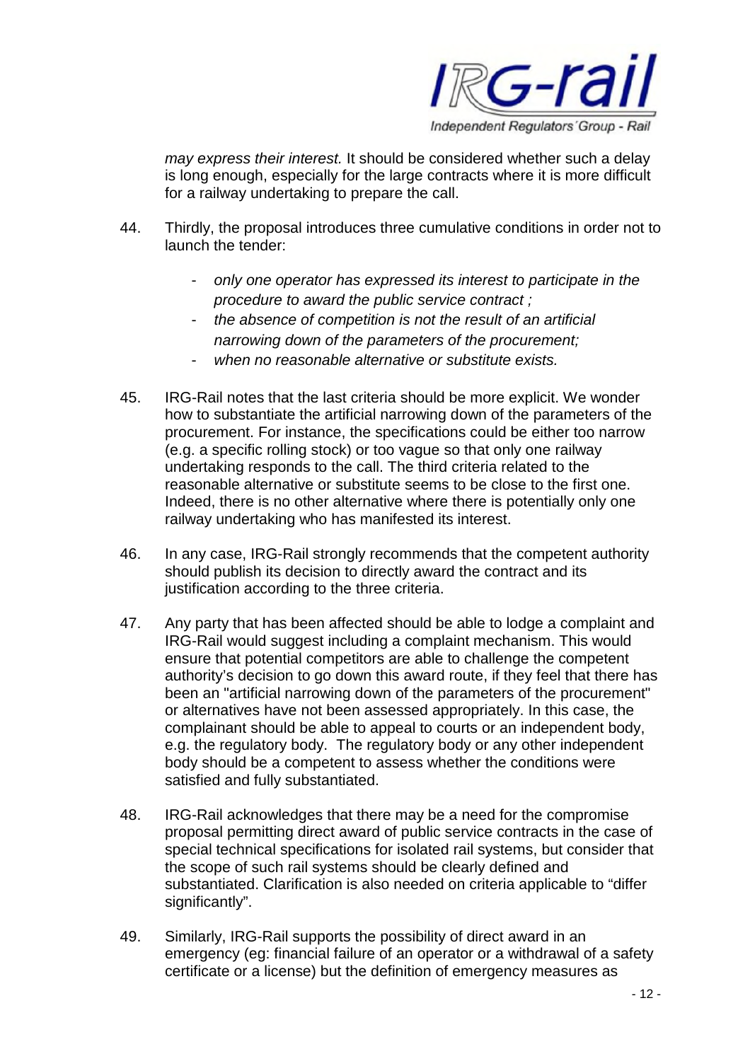*may express their interest.* It should be considered whether such a delay is long enough, especially for the large contracts where it is more difficult for a railway undertaking to prepare the call.

44. Thirdly, the proposal introduces three cumulative conditions in order not to launch the tender:

    - *only one operator has expressed its interest to participate in the procedure to award the public service contract ;*
    - *the absence of competition is not the result of an artificial narrowing down of the parameters of the procurement;*
    - *when no reasonable alternative or substitute exists.*

45. IRG-Rail notes that the last criteria should be more explicit. We wonder how to substantiate the artificial narrowing down of the parameters of the procurement. For instance, the specifications could be either too narrow (e.g. a specific rolling stock) or too vague so that only one railway undertaking responds to the call. The third criteria related to the reasonable alternative or substitute seems to be close to the first one. Indeed, there is no other alternative where there is potentially only one railway undertaking who has manifested its interest.

46. In any case, IRG-Rail strongly recommends that the competent authority should publish its decision to directly award the contract and its justification according to the three criteria.

47. Any party that has been affected should be able to lodge a complaint and IRG-Rail would suggest including a complaint mechanism. This would ensure that potential competitors are able to challenge the competent authority's decision to go down this award route, if they feel that there has been an "artificial narrowing down of the parameters of the procurement" or alternatives have not been assessed appropriately. In this case, the complainant should be able to appeal to courts or an independent body, e.g. the regulatory body. The regulatory body or any other independent body should be a competent to assess whether the conditions were satisfied and fully substantiated.

48. IRG-Rail acknowledges that there may be a need for the compromise proposal permitting direct award of public service contracts in the case of special technical specifications for isolated rail systems, but consider that the scope of such rail systems should be clearly defined and substantiated. Clarification is also needed on criteria applicable to "differ significantly".

49. Similarly, IRG-Rail supports the possibility of direct award in an emergency (eg: financial failure of an operator or a withdrawal of a safety certificate or a license) but the definition of emergency measures as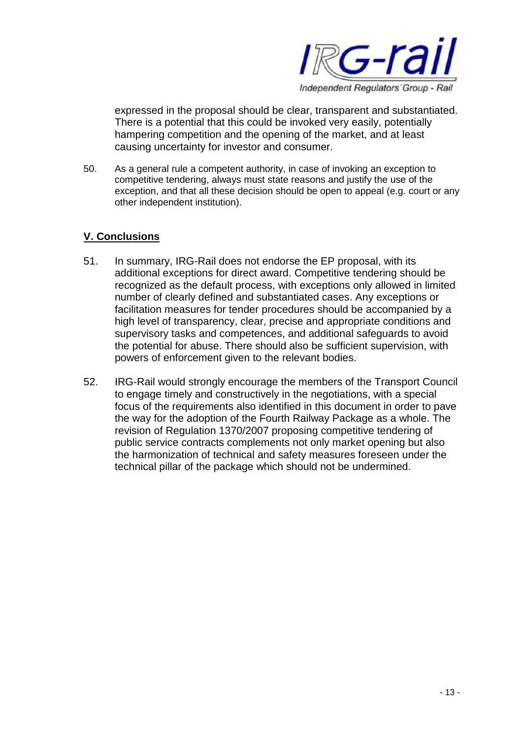expressed in the proposal should be clear, transparent and substantiated. There is a potential that this could be invoked very easily, potentially hampering competition and the opening of the market, and at least causing uncertainty for investor and consumer.

50. As a general rule a competent authority, in case of invoking an exception to competitive tendering, always must state reasons and justify the use of the exception, and that all these decision should be open to appeal (e.g. court or any other independent institution).

## V. Conclusions

51. In summary, IRG-Rail does not endorse the EP proposal, with its additional exceptions for direct award. Competitive tendering should be recognized as the default process, with exceptions only allowed in limited number of clearly defined and substantiated cases. Any exceptions or facilitation measures for tender procedures should be accompanied by a high level of transparency, clear, precise and appropriate conditions and supervisory tasks and competences, and additional safeguards to avoid the potential for abuse. There should also be sufficient supervision, with powers of enforcement given to the relevant bodies.

52. IRG-Rail would strongly encourage the members of the Transport Council to engage timely and constructively in the negotiations, with a special focus of the requirements also identified in this document in order to pave the way for the adoption of the Fourth Railway Package as a whole. The revision of Regulation 1370/2007 proposing competitive tendering of public service contracts complements not only market opening but also the harmonization of technical and safety measures foreseen under the technical pillar of the package which should not be undermined.